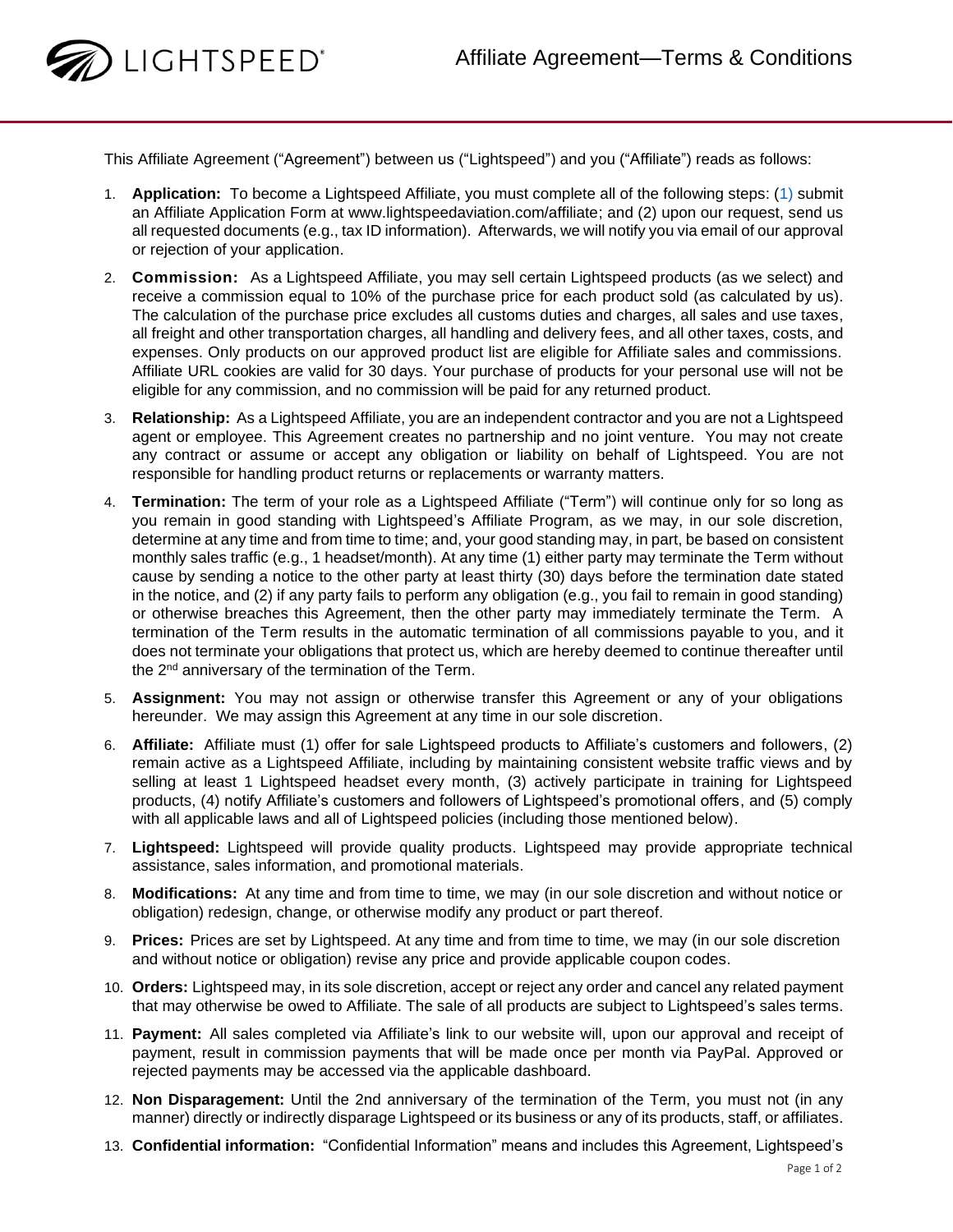# Affiliate Agreement—Terms & Conditions

This Affiliate Agreement ("Agreement") between us ("Lightspeed") and you ("Affiliate") reads as follows:

1. **Application:** To become a Lightspeed Affiliate, you must complete all of the following steps: (1) submit an Affiliate Application Form at www.lightspeedaviation.com/affiliate; and (2) upon our request, send us all requested documents (e.g., tax ID information). Afterwards, we will notify you via email of our approval or rejection of your application.
2. **Commission:** As a Lightspeed Affiliate, you may sell certain Lightspeed products (as we select) and receive a commission equal to 10% of the purchase price for each product sold (as calculated by us). The calculation of the purchase price excludes all customs duties and charges, all sales and use taxes, all freight and other transportation charges, all handling and delivery fees, and all other taxes, costs, and expenses. Only products on our approved product list are eligible for Affiliate sales and commissions. Affiliate URL cookies are valid for 30 days. Your purchase of products for your personal use will not be eligible for any commission, and no commission will be paid for any returned product.
3. **Relationship:** As a Lightspeed Affiliate, you are an independent contractor and you are not a Lightspeed agent or employee. This Agreement creates no partnership and no joint venture. You may not create any contract or assume or accept any obligation or liability on behalf of Lightspeed. You are not responsible for handling product returns or replacements or warranty matters.
4. **Termination:** The term of your role as a Lightspeed Affiliate ("Term") will continue only for so long as you remain in good standing with Lightspeed's Affiliate Program, as we may, in our sole discretion, determine at any time and from time to time; and, your good standing may, in part, be based on consistent monthly sales traffic (e.g., 1 headset/month). At any time (1) either party may terminate the Term without cause by sending a notice to the other party at least thirty (30) days before the termination date stated in the notice, and (2) if any party fails to perform any obligation (e.g., you fail to remain in good standing) or otherwise breaches this Agreement, then the other party may immediately terminate the Term. A termination of the Term results in the automatic termination of all commissions payable to you, and it does not terminate your obligations that protect us, which are hereby deemed to continue thereafter until the 2nd anniversary of the termination of the Term.
5. **Assignment:** You may not assign or otherwise transfer this Agreement or any of your obligations hereunder. We may assign this Agreement at any time in our sole discretion.
6. **Affiliate:** Affiliate must (1) offer for sale Lightspeed products to Affiliate's customers and followers, (2) remain active as a Lightspeed Affiliate, including by maintaining consistent website traffic views and by selling at least 1 Lightspeed headset every month, (3) actively participate in training for Lightspeed products, (4) notify Affiliate's customers and followers of Lightspeed's promotional offers, and (5) comply with all applicable laws and all of Lightspeed policies (including those mentioned below).
7. **Lightspeed:** Lightspeed will provide quality products. Lightspeed may provide appropriate technical assistance, sales information, and promotional materials.
8. **Modifications:** At any time and from time to time, we may (in our sole discretion and without notice or obligation) redesign, change, or otherwise modify any product or part thereof.
9. **Prices:** Prices are set by Lightspeed. At any time and from time to time, we may (in our sole discretion and without notice or obligation) revise any price and provide applicable coupon codes.
10. **Orders:** Lightspeed may, in its sole discretion, accept or reject any order and cancel any related payment that may otherwise be owed to Affiliate. The sale of all products are subject to Lightspeed's sales terms.
11. **Payment:** All sales completed via Affiliate's link to our website will, upon our approval and receipt of payment, result in commission payments that will be made once per month via PayPal. Approved or rejected payments may be accessed via the applicable dashboard.
12. **Non Disparagement:** Until the 2nd anniversary of the termination of the Term, you must not (in any manner) directly or indirectly disparage Lightspeed or its business or any of its products, staff, or affiliates.
13. **Confidential information:** "Confidential Information" means and includes this Agreement, Lightspeed's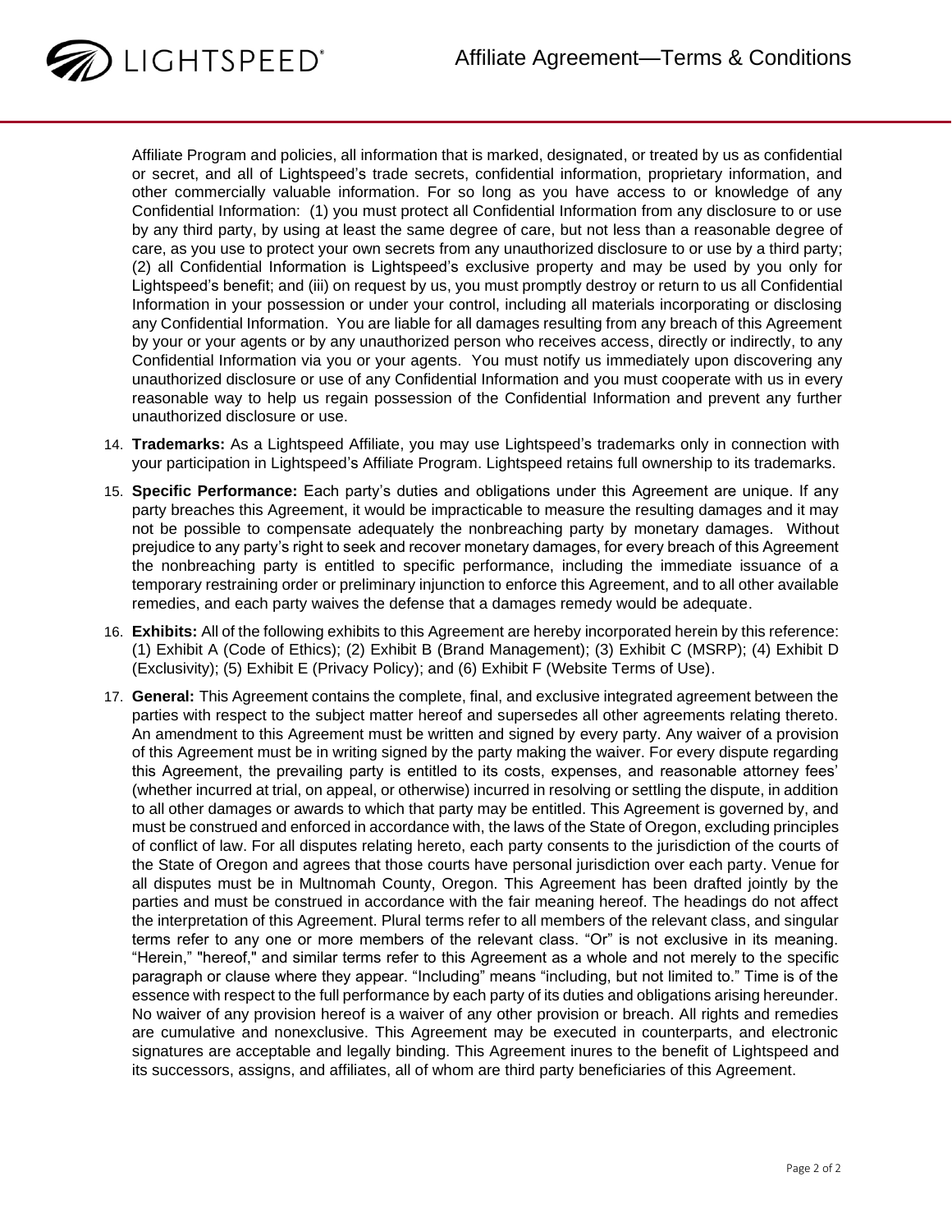Affiliate Program and policies, all information that is marked, designated, or treated by us as confidential or secret, and all of Lightspeed's trade secrets, confidential information, proprietary information, and other commercially valuable information. For so long as you have access to or knowledge of any Confidential Information: (1) you must protect all Confidential Information from any disclosure to or use by any third party, by using at least the same degree of care, but not less than a reasonable degree of care, as you use to protect your own secrets from any unauthorized disclosure to or use by a third party; (2) all Confidential Information is Lightspeed's exclusive property and may be used by you only for Lightspeed's benefit; and (iii) on request by us, you must promptly destroy or return to us all Confidential Information in your possession or under your control, including all materials incorporating or disclosing any Confidential Information. You are liable for all damages resulting from any breach of this Agreement by your or your agents or by any unauthorized person who receives access, directly or indirectly, to any Confidential Information via you or your agents. You must notify us immediately upon discovering any unauthorized disclosure or use of any Confidential Information and you must cooperate with us in every reasonable way to help us regain possession of the Confidential Information and prevent any further unauthorized disclosure or use.

14. **Trademarks:** As a Lightspeed Affiliate, you may use Lightspeed's trademarks only in connection with your participation in Lightspeed's Affiliate Program. Lightspeed retains full ownership to its trademarks.

15. **Specific Performance:** Each party's duties and obligations under this Agreement are unique. If any party breaches this Agreement, it would be impracticable to measure the resulting damages and it may not be possible to compensate adequately the nonbreaching party by monetary damages. Without prejudice to any party's right to seek and recover monetary damages, for every breach of this Agreement the nonbreaching party is entitled to specific performance, including the immediate issuance of a temporary restraining order or preliminary injunction to enforce this Agreement, and to all other available remedies, and each party waives the defense that a damages remedy would be adequate.

16. **Exhibits:** All of the following exhibits to this Agreement are hereby incorporated herein by this reference: (1) Exhibit A (Code of Ethics); (2) Exhibit B (Brand Management); (3) Exhibit C (MSRP); (4) Exhibit D (Exclusivity); (5) Exhibit E (Privacy Policy); and (6) Exhibit F (Website Terms of Use).

17. **General:** This Agreement contains the complete, final, and exclusive integrated agreement between the parties with respect to the subject matter hereof and supersedes all other agreements relating thereto. An amendment to this Agreement must be written and signed by every party. Any waiver of a provision of this Agreement must be in writing signed by the party making the waiver. For every dispute regarding this Agreement, the prevailing party is entitled to its costs, expenses, and reasonable attorney fees' (whether incurred at trial, on appeal, or otherwise) incurred in resolving or settling the dispute, in addition to all other damages or awards to which that party may be entitled. This Agreement is governed by, and must be construed and enforced in accordance with, the laws of the State of Oregon, excluding principles of conflict of law. For all disputes relating hereto, each party consents to the jurisdiction of the courts of the State of Oregon and agrees that those courts have personal jurisdiction over each party. Venue for all disputes must be in Multnomah County, Oregon. This Agreement has been drafted jointly by the parties and must be construed in accordance with the fair meaning hereof. The headings do not affect the interpretation of this Agreement. Plural terms refer to all members of the relevant class, and singular terms refer to any one or more members of the relevant class. "Or" is not exclusive in its meaning. "Herein," "hereof," and similar terms refer to this Agreement as a whole and not merely to the specific paragraph or clause where they appear. "Including" means "including, but not limited to." Time is of the essence with respect to the full performance by each party of its duties and obligations arising hereunder. No waiver of any provision hereof is a waiver of any other provision or breach. All rights and remedies are cumulative and nonexclusive. This Agreement may be executed in counterparts, and electronic signatures are acceptable and legally binding. This Agreement inures to the benefit of Lightspeed and its successors, assigns, and affiliates, all of whom are third party beneficiaries of this Agreement.